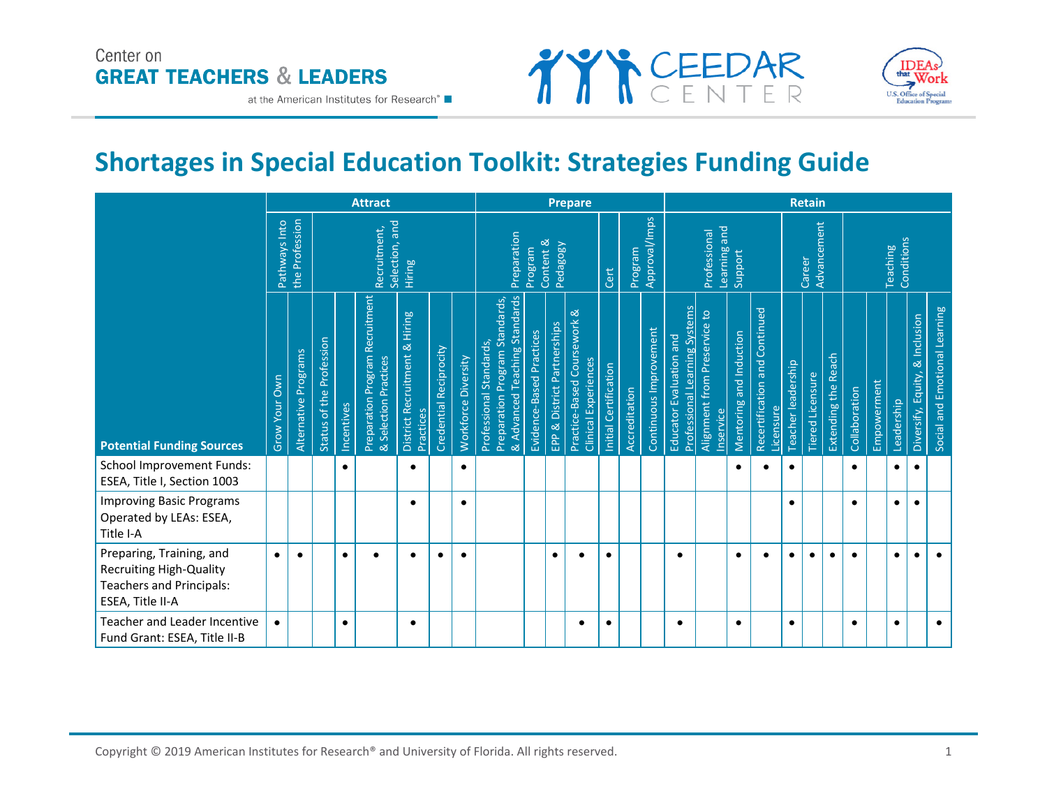# Shortages in Special Education Toolkit: Strategies Funding Guide

| Potential Funding Sources | Attract | | | | | | | | Prepare | | | | | | | Retain | | | | | | | | | | | |
|---|---|---|---|---|---|---|---|---|---|---|---|---|---|---|---|---|---|---|---|---|---|---|---|---|---|---|---|
| | Pathways Into the Profession | | Recruitment, Selection, and Hiring | | | | | | Preparation Program Content & Pedagogy | | | | Cert | Program Approval/Imps | | Professional Learning and Support | | | | Career Advancement | | | Teaching Conditions | | | | |
| | Grow Your Own | Alternative Programs | Status of the Profession | Incentives | Preparation Program Recruitment & Selection Practices | District Recruitment & Hiring Practices | Credential Reciprocity | Workforce Diversity | Professional Standards, Preparation Program Standards, & Advanced Teaching Standards | Evidence-Based Practices | EPP & District Partnerships | Practice-Based Coursework & Clinical Experiences | Initial Certification | Accreditation | Continuous Improvement | Educator Evaluation and Professional Learning Systems | Alignment from Preservice to Inservice | Mentoring and Induction | Recertification and Continued Licensure | Teacher leadership | Tiered Licensure | Extending the Reach | Collaboration | Empowerment | Leadership | Diversify, Equity, & Inclusion | Social and Emotional Learning |
| School Improvement Funds: ESEA, Title I, Section 1003 | | | | • | | • | | • | | | | | | | | | | • | • | • | | | • | | • | • | |
| Improving Basic Programs Operated by LEAs: ESEA, Title I-A | | | | | | • | | • | | | | | | | | | | | | • | | | • | | • | • | |
| Preparing, Training, and Recruiting High-Quality Teachers and Principals: ESEA, Title II-A | • | • | | • | • | • | • | • | | | • | • | • | | | • | | • | • | • | • | • | • | | • | • | • |
| Teacher and Leader Incentive Fund Grant: ESEA, Title II-B | • | | | • | | • | | | | | | • | • | | | • | | • | | • | | | • | | • | | • |

Copyright © 2019 American Institutes for Research® and University of Florida. All rights reserved.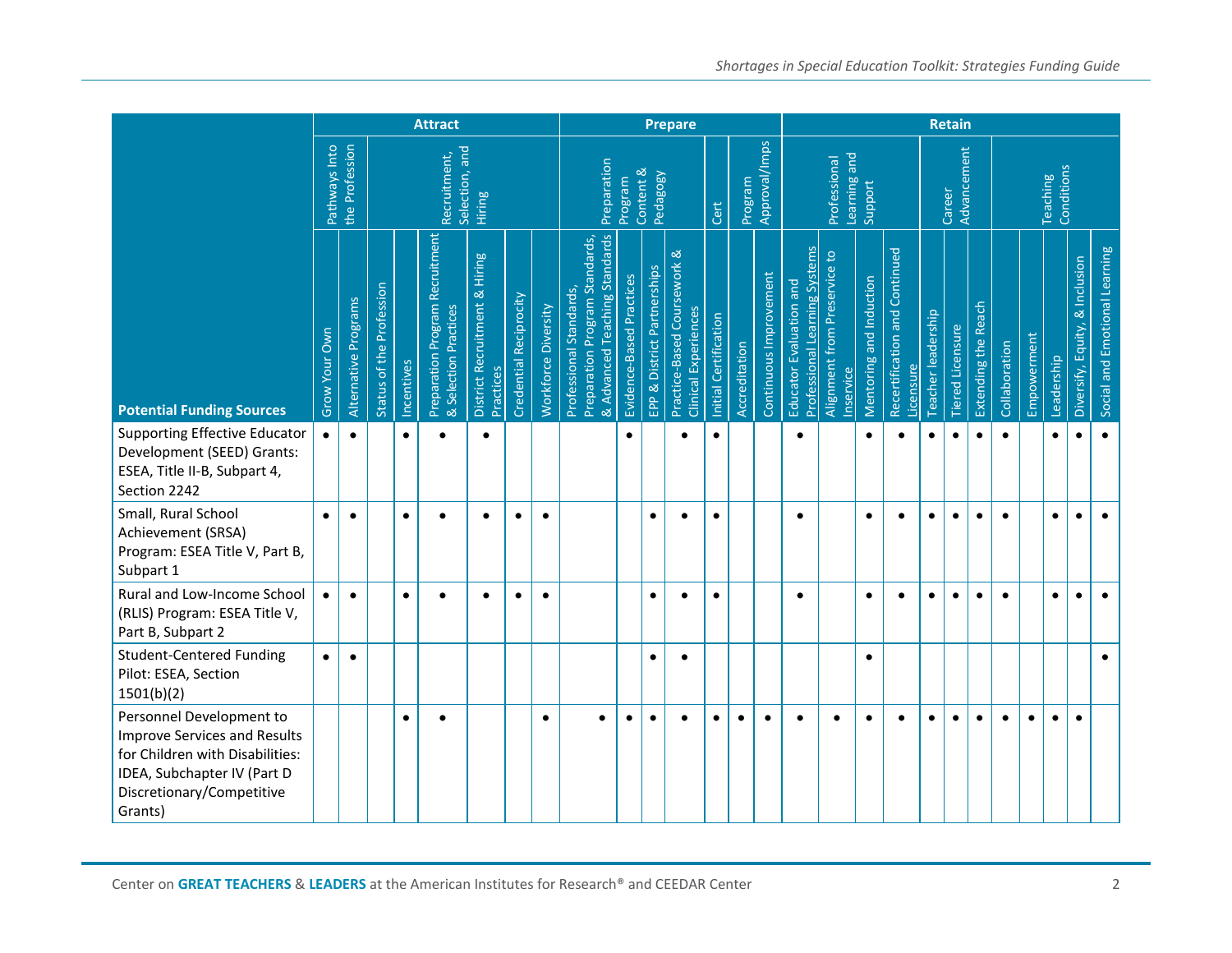| Potential Funding Sources | Attract | | | | | | | | Prepare | | | | | | | Retain | | | | | | | | | | | |
|---|---|---|---|---|---|---|---|---|---|---|---|---|---|---|---|---|---|---|---|---|---|---|---|---|---|---|---|
| | Pathways Into the Profession | | Recruitment, Selection, and Hiring | | | | | | Preparation Program Content & Pedagogy | | | | Cert | Program Approval/Imps | | Professional Learning and Support | | | | Career Advancement | | | Teaching Conditions | | | | |
| | Grow Your Own | Alternative Programs | Status of the Profession | Incentives | Preparation Program Recruitment & Selection Practices | District Recruitment & Hiring Practices | Credential Reciprocity | Workforce Diversity | Professional Standards, Preparation Program Standards, & Advanced Teaching Standards | Evidence-Based Practices | EPP & District Partnerships | Practice-Based Coursework & Clinical Experiences | Initial Certification | Accreditation | Continuous Improvement | Educator Evaluation and Professional Learning Systems | Alignment from Preservice to Inservice | Mentoring and Induction | Recertification and Continued Licensure | Teacher leadership | Tiered Licensure | Extending the Reach | Collaboration | Empowerment | Leadership | Diversify, Equity, & Inclusion | Social and Emotional Learning |
| Supporting Effective Educator Development (SEED) Grants: ESEA, Title II-B, Subpart 4, Section 2242 | • | • | | • | • | • | | | | • | | • | • | | | • | | • | • | • | • | • | • | | • | • | • |
| Small, Rural School Achievement (SRSA) Program: ESEA Title V, Part B, Subpart 1 | • | • | | • | • | • | • | • | | | • | • | • | | | • | | • | • | • | • | • | • | | • | • | • |
| Rural and Low-Income School (RLIS) Program: ESEA Title V, Part B, Subpart 2 | • | • | | • | • | • | • | • | | | • | • | • | | | • | | • | • | • | • | • | • | | • | • | • |
| Student-Centered Funding Pilot: ESEA, Section 1501(b)(2) | • | • | | | | | | | | | • | • | | | | | | • | | | | | | | | | • |
| Personnel Development to Improve Services and Results for Children with Disabilities: IDEA, Subchapter IV (Part D Discretionary/Competitive Grants) | | | | • | • | | | • | • | • | • | • | • | • | • | • | • | • | • | • | • | • | • | • | • | • | |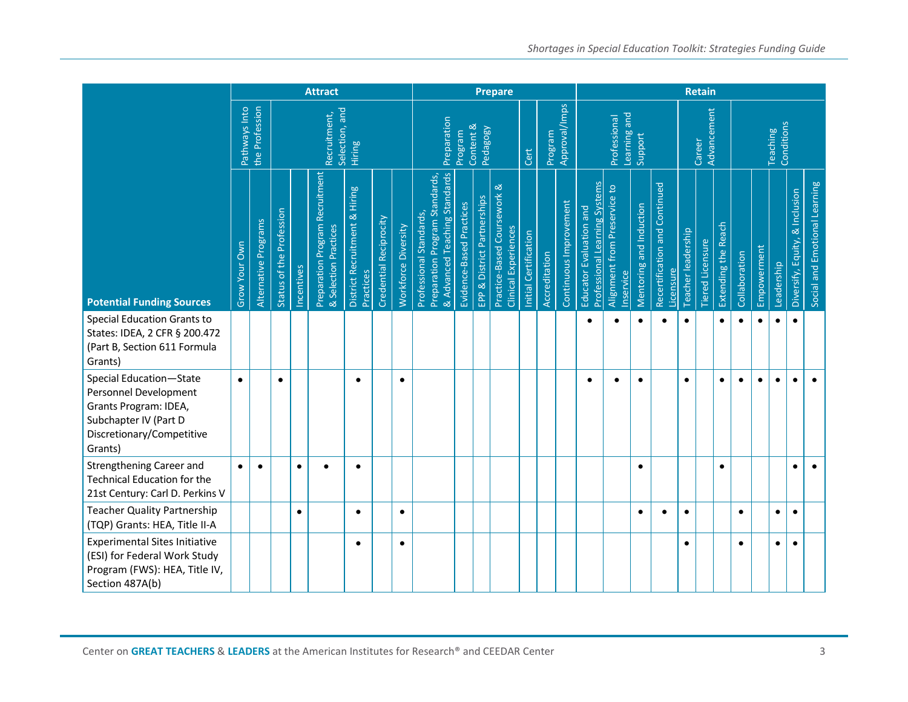| Potential Funding Sources | Attract | | | | | | | | Prepare | | | | | | | Retain | | | | | | | | | | | |
|---|---|---|---|---|---|---|---|---|---|---|---|---|---|---|---|---|---|---|---|---|---|---|---|---|---|---|---|
| | Pathways Into the Profession | | Recruitment, Selection, and Hiring | | | | | | Preparation Program Content & Pedagogy | | | | Cert | Program Approval/Imps | | Professional Learning and Support | | | | Career Advancement | | | Teaching Conditions | | | | |
| | Grow Your Own | Alternative Programs | Status of the Profession | Incentives | Preparation Program Recruitment & Selection Practices | District Recruitment & Hiring Practices | Credential Reciprocity | Workforce Diversity | Professional Standards, Preparation Program Standards, & Advanced Teaching Standards | Evidence-Based Practices | EPP & District Partnerships | Practice-Based Coursework & Clinical Experiences | Initial Certification | Accreditation | Continuous Improvement | Educator Evaluation and Professional Learning Systems | Alignment from Preservice to Inservice | Mentoring and Induction | Recertification and Continued Licensure | Teacher leadership | Tiered Licensure | Extending the Reach | Collaboration | Empowerment | Leadership | Diversify, Equity, & Inclusion | Social and Emotional Learning |
| Special Education Grants to States: IDEA, 2 CFR § 200.472 (Part B, Section 611 Formula Grants) | | | | | | | | | | | | | | | | • | • | • | • | • | | • | • | • | • | • | |
| Special Education—State Personnel Development Grants Program: IDEA, Subchapter IV (Part D Discretionary/Competitive Grants) | • | | • | | | • | | • | | | | | | | | • | • | • | | • | | • | • | • | • | • | • |
| Strengthening Career and Technical Education for the 21st Century: Carl D. Perkins V | • | • | | • | • | • | | | | | | | | | | | | • | | | | • | | | | • | • |
| Teacher Quality Partnership (TQP) Grants: HEA, Title II-A | | | | • | | • | | • | | | | | | | | | | • | • | • | | | • | | • | • | |
| Experimental Sites Initiative (ESI) for Federal Work Study Program (FWS): HEA, Title IV, Section 487A(b) | | | | | | • | | • | | | | | | | | | | | | • | | | • | | • | • | |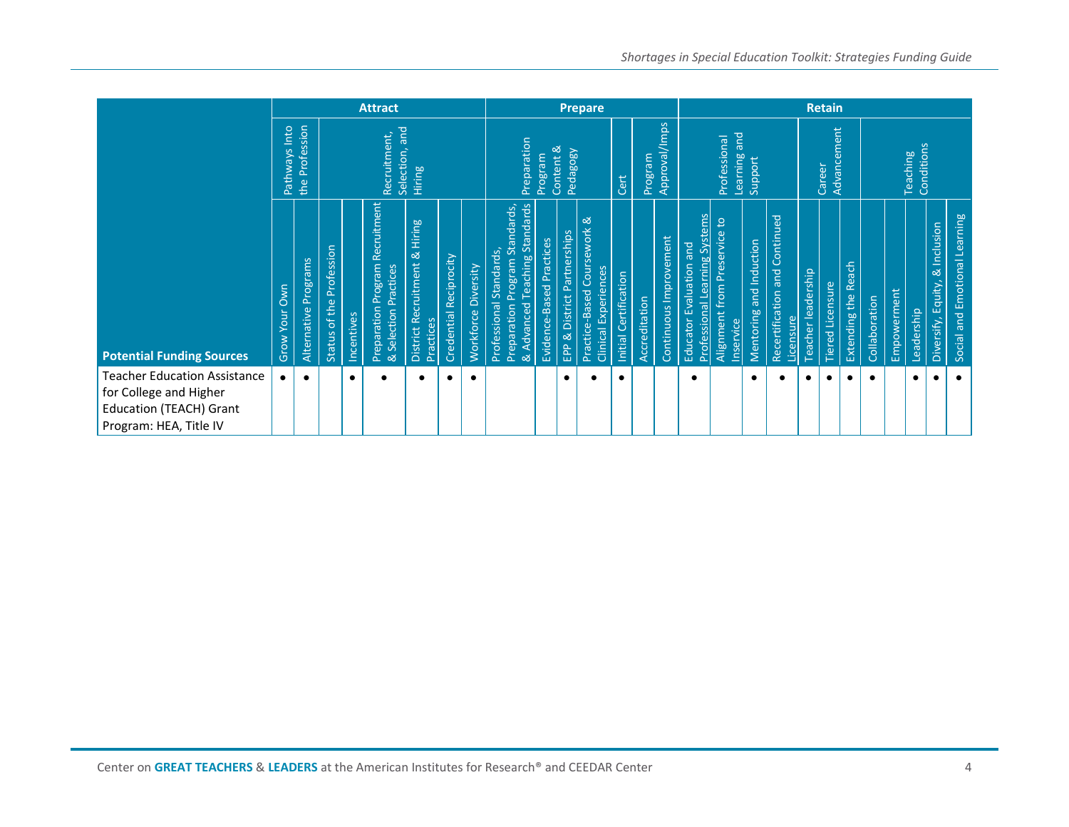| | Attract | | | | | | | | Prepare | | | | | | | Retain | | | | | | | | | | | |
|---|---|---|---|---|---|---|---|---|---|---|---|---|---|---|---|---|---|---|---|---|---|---|---|---|---|---|---|
| | Pathways Into the Profession | | Recruitment, Selection, and Hiring | | | | | | Preparation Program Content & Pedagogy | | | | Cert | Program Approval/Imps | | Professional Learning and Support | | | | Career Advancement | | | Teaching Conditions | | | | |
| **Potential Funding Sources** | Grow Your Own | Alternative Programs | Status of the Profession | Incentives | Preparation Program Recruitment & Selection Practices | District Recruitment & Hiring Practices | Credential Reciprocity | Workforce Diversity | Professional Standards, Preparation Program Standards, & Advanced Teaching Standards | Evidence-Based Practices | EPP & District Partnerships | Practice-Based Coursework & Clinical Experiences | Initial Certification | Accreditation | Continuous Improvement | Educator Evaluation and Professional Learning Systems | Alignment from Preservice to Inservice | Mentoring and Induction | Recertification and Continued Licensure | Teacher leadership | Tiered Licensure | Extending the Reach | Collaboration | Empowerment | Leadership | Diversify, Equity, & Inclusion | Social and Emotional Learning |
| Teacher Education Assistance for College and Higher Education (TEACH) Grant Program: HEA, Title IV | • | • | | • | • | • | • | • | | | • | • | • | | | • | | • | • | • | • | • | • | | • | • | • |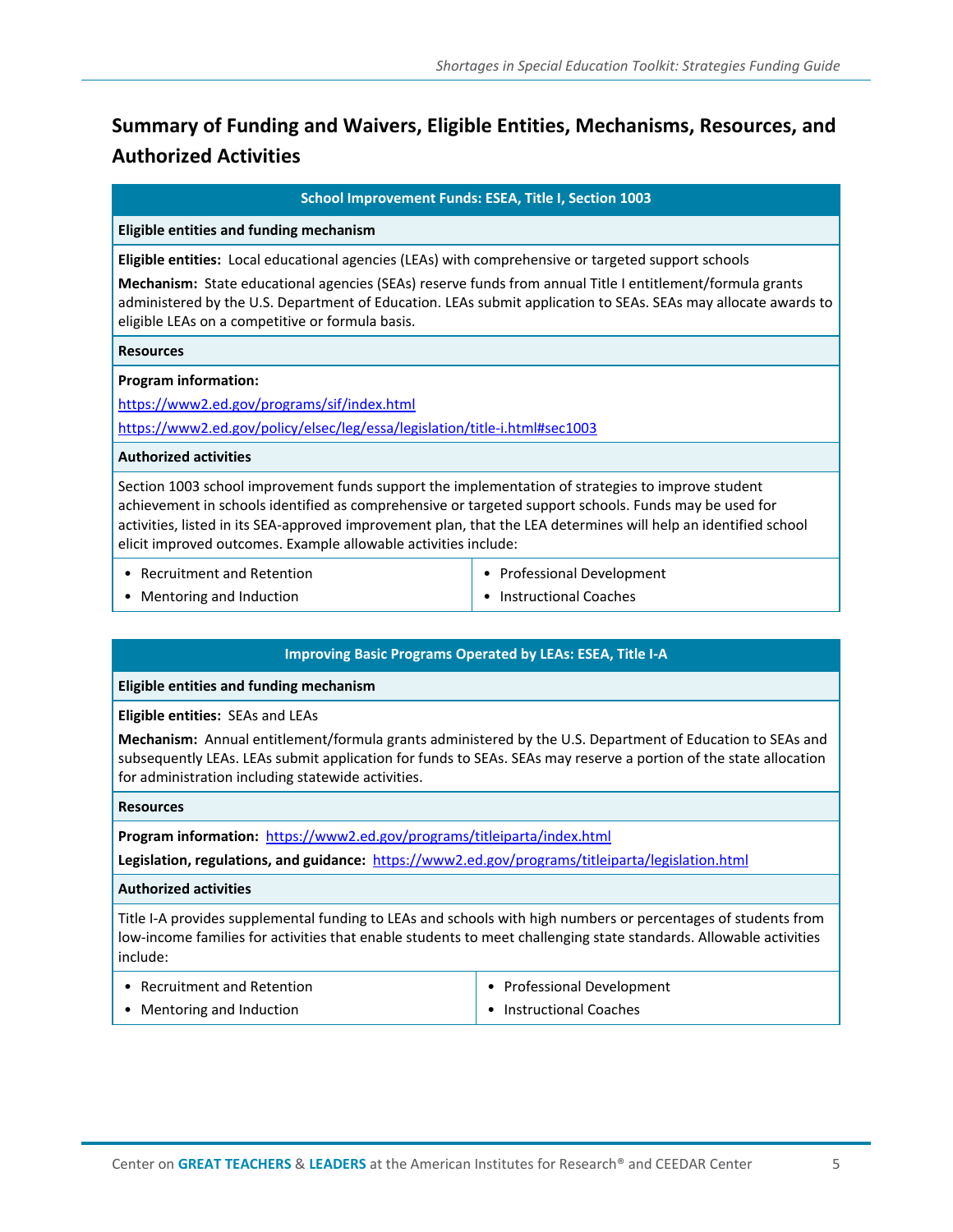## Summary of Funding and Waivers, Eligible Entities, Mechanisms, Resources, and Authorized Activities

### School Improvement Funds: ESEA, Title I, Section 1003

**Eligible entities and funding mechanism**

**Eligible entities:** Local educational agencies (LEAs) with comprehensive or targeted support schools

**Mechanism:** State educational agencies (SEAs) reserve funds from annual Title I entitlement/formula grants administered by the U.S. Department of Education. LEAs submit application to SEAs. SEAs may allocate awards to eligible LEAs on a competitive or formula basis.

**Resources**

**Program information:**

https://www2.ed.gov/programs/sif/index.html

https://www2.ed.gov/policy/elsec/leg/essa/legislation/title-i.html#sec1003

**Authorized activities**

Section 1003 school improvement funds support the implementation of strategies to improve student achievement in schools identified as comprehensive or targeted support schools. Funds may be used for activities, listed in its SEA-approved improvement plan, that the LEA determines will help an identified school elicit improved outcomes. Example allowable activities include:

- Recruitment and Retention
- Mentoring and Induction
- Professional Development
- Instructional Coaches

### Improving Basic Programs Operated by LEAs: ESEA, Title I-A

**Eligible entities and funding mechanism**

**Eligible entities:** SEAs and LEAs

**Mechanism:** Annual entitlement/formula grants administered by the U.S. Department of Education to SEAs and subsequently LEAs. LEAs submit application for funds to SEAs. SEAs may reserve a portion of the state allocation for administration including statewide activities.

**Resources**

**Program information:** https://www2.ed.gov/programs/titleiparta/index.html

**Legislation, regulations, and guidance:** https://www2.ed.gov/programs/titleiparta/legislation.html

**Authorized activities**

Title I-A provides supplemental funding to LEAs and schools with high numbers or percentages of students from low-income families for activities that enable students to meet challenging state standards. Allowable activities include:

- Recruitment and Retention
- Mentoring and Induction
- Professional Development
- Instructional Coaches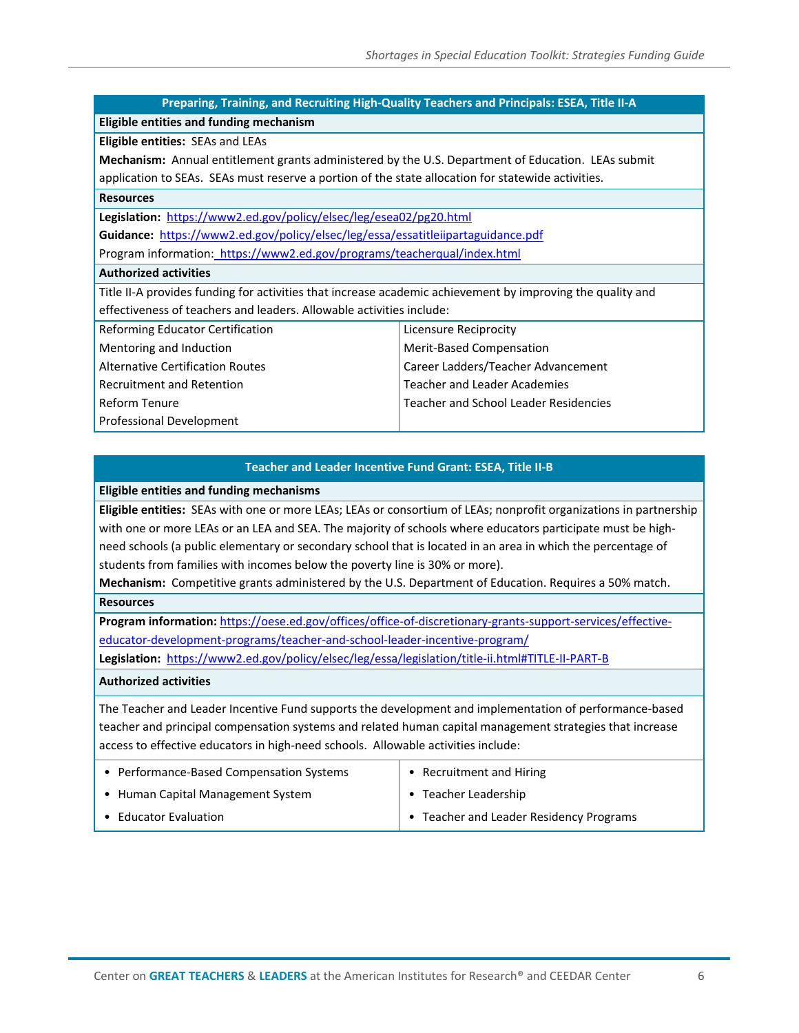| Preparing, Training, and Recruiting High-Quality Teachers and Principals: ESEA, Title II-A | |
|---|---|
| **Eligible entities and funding mechanism** | |
| **Eligible entities:** SEAs and LEAs<br>**Mechanism:** Annual entitlement grants administered by the U.S. Department of Education. LEAs submit application to SEAs. SEAs must reserve a portion of the state allocation for statewide activities. | |
| **Resources** | |
| **Legislation:** https://www2.ed.gov/policy/elsec/leg/esea02/pg20.html<br>**Guidance:** https://www2.ed.gov/policy/elsec/leg/essa/essatitleiipartaguidance.pdf<br>Program information: https://www2.ed.gov/programs/teacherqual/index.html | |
| **Authorized activities** | |
| Title II-A provides funding for activities that increase academic achievement by improving the quality and effectiveness of teachers and leaders. Allowable activities include: | |
| Reforming Educator Certification<br>Mentoring and Induction<br>Alternative Certification Routes<br>Recruitment and Retention<br>Reform Tenure<br>Professional Development | Licensure Reciprocity<br>Merit-Based Compensation<br>Career Ladders/Teacher Advancement<br>Teacher and Leader Academies<br>Teacher and School Leader Residencies |

| Teacher and Leader Incentive Fund Grant: ESEA, Title II-B | |
|---|---|
| **Eligible entities and funding mechanisms** | |
| **Eligible entities:** SEAs with one or more LEAs; LEAs or consortium of LEAs; nonprofit organizations in partnership with one or more LEAs or an LEA and SEA. The majority of schools where educators participate must be high-need schools (a public elementary or secondary school that is located in an area in which the percentage of students from families with incomes below the poverty line is 30% or more).<br>**Mechanism:** Competitive grants administered by the U.S. Department of Education. Requires a 50% match. | |
| **Resources** | |
| **Program information:** https://oese.ed.gov/offices/office-of-discretionary-grants-support-services/effective-educator-development-programs/teacher-and-school-leader-incentive-program/<br>**Legislation:** https://www2.ed.gov/policy/elsec/leg/essa/legislation/title-ii.html#TITLE-II-PART-B | |
| **Authorized activities** | |
| The Teacher and Leader Incentive Fund supports the development and implementation of performance-based teacher and principal compensation systems and related human capital management strategies that increase access to effective educators in high-need schools. Allowable activities include: | |
| • Performance-Based Compensation Systems<br>• Human Capital Management System<br>• Educator Evaluation | • Recruitment and Hiring<br>• Teacher Leadership<br>• Teacher and Leader Residency Programs |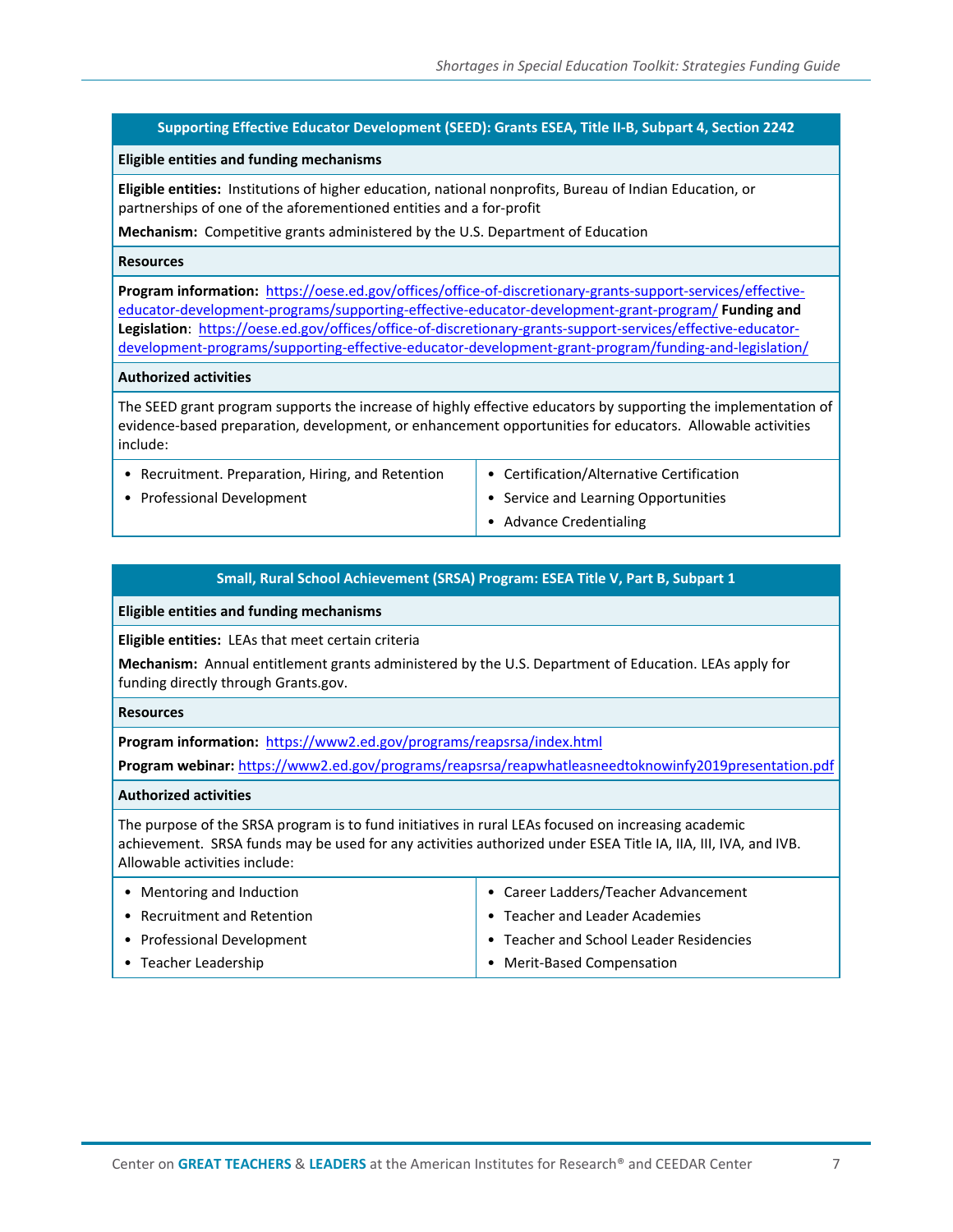## Supporting Effective Educator Development (SEED): Grants ESEA, Title II-B, Subpart 4, Section 2242

**Eligible entities and funding mechanisms**

**Eligible entities:** Institutions of higher education, national nonprofits, Bureau of Indian Education, or partnerships of one of the aforementioned entities and a for-profit

**Mechanism:** Competitive grants administered by the U.S. Department of Education

**Resources**

**Program information:** https://oese.ed.gov/offices/office-of-discretionary-grants-support-services/effective-educator-development-programs/supporting-effective-educator-development-grant-program/ **Funding and Legislation**: https://oese.ed.gov/offices/office-of-discretionary-grants-support-services/effective-educator-development-programs/supporting-effective-educator-development-grant-program/funding-and-legislation/

**Authorized activities**

The SEED grant program supports the increase of highly effective educators by supporting the implementation of evidence-based preparation, development, or enhancement opportunities for educators. Allowable activities include:

- Recruitment. Preparation, Hiring, and Retention
- Professional Development
- Certification/Alternative Certification
- Service and Learning Opportunities
- Advance Credentialing

## Small, Rural School Achievement (SRSA) Program: ESEA Title V, Part B, Subpart 1

**Eligible entities and funding mechanisms**

**Eligible entities:** LEAs that meet certain criteria

**Mechanism:** Annual entitlement grants administered by the U.S. Department of Education. LEAs apply for funding directly through Grants.gov.

**Resources**

**Program information:** https://www2.ed.gov/programs/reapsrsa/index.html

**Program webinar:** https://www2.ed.gov/programs/reapsrsa/reapwhatleasneedtoknowinfy2019presentation.pdf

**Authorized activities**

The purpose of the SRSA program is to fund initiatives in rural LEAs focused on increasing academic achievement. SRSA funds may be used for any activities authorized under ESEA Title IA, IIA, III, IVA, and IVB. Allowable activities include:

- Mentoring and Induction
- Recruitment and Retention
- Professional Development
- Teacher Leadership
- Career Ladders/Teacher Advancement
- Teacher and Leader Academies
- Teacher and School Leader Residencies
- Merit-Based Compensation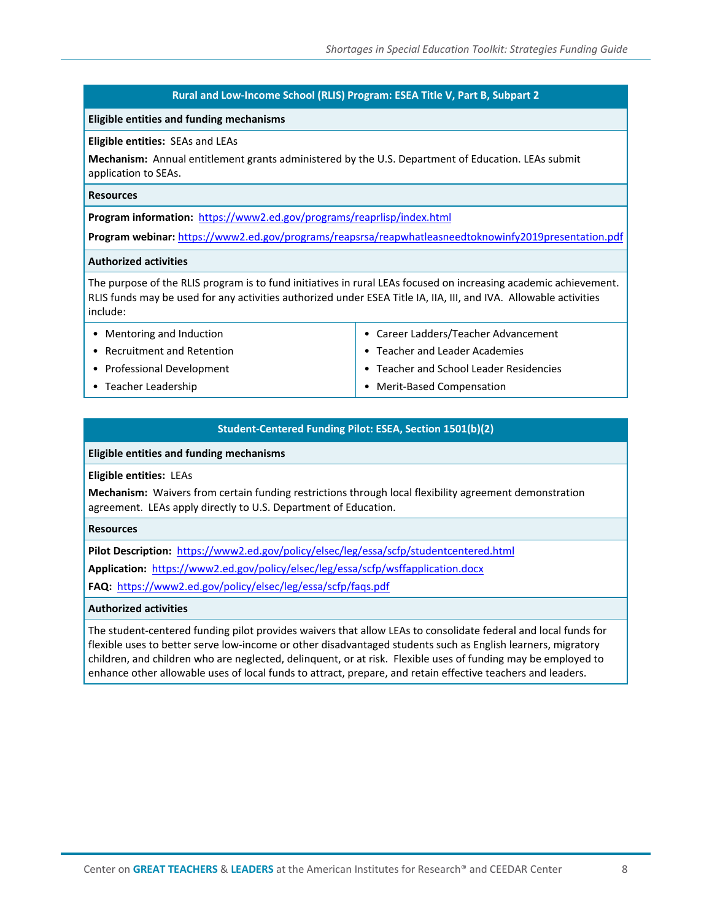## Rural and Low-Income School (RLIS) Program: ESEA Title V, Part B, Subpart 2

**Eligible entities and funding mechanisms**

**Eligible entities:** SEAs and LEAs

**Mechanism:** Annual entitlement grants administered by the U.S. Department of Education. LEAs submit application to SEAs.

**Resources**

**Program information:** https://www2.ed.gov/programs/reaprlisp/index.html

**Program webinar:** https://www2.ed.gov/programs/reapsrsa/reapwhatleasneedtoknowinfy2019presentation.pdf

**Authorized activities**

The purpose of the RLIS program is to fund initiatives in rural LEAs focused on increasing academic achievement. RLIS funds may be used for any activities authorized under ESEA Title IA, IIA, III, and IVA. Allowable activities include:

- Mentoring and Induction
- Recruitment and Retention
- Professional Development
- Teacher Leadership
- Career Ladders/Teacher Advancement
- Teacher and Leader Academies
- Teacher and School Leader Residencies
- Merit-Based Compensation

## Student-Centered Funding Pilot: ESEA, Section 1501(b)(2)

**Eligible entities and funding mechanisms**

**Eligible entities:** LEAs

**Mechanism:** Waivers from certain funding restrictions through local flexibility agreement demonstration agreement. LEAs apply directly to U.S. Department of Education.

**Resources**

**Pilot Description:** https://www2.ed.gov/policy/elsec/leg/essa/scfp/studentcentered.html

**Application:** https://www2.ed.gov/policy/elsec/leg/essa/scfp/wsffapplication.docx

**FAQ:** https://www2.ed.gov/policy/elsec/leg/essa/scfp/faqs.pdf

**Authorized activities**

The student-centered funding pilot provides waivers that allow LEAs to consolidate federal and local funds for flexible uses to better serve low-income or other disadvantaged students such as English learners, migratory children, and children who are neglected, delinquent, or at risk. Flexible uses of funding may be employed to enhance other allowable uses of local funds to attract, prepare, and retain effective teachers and leaders.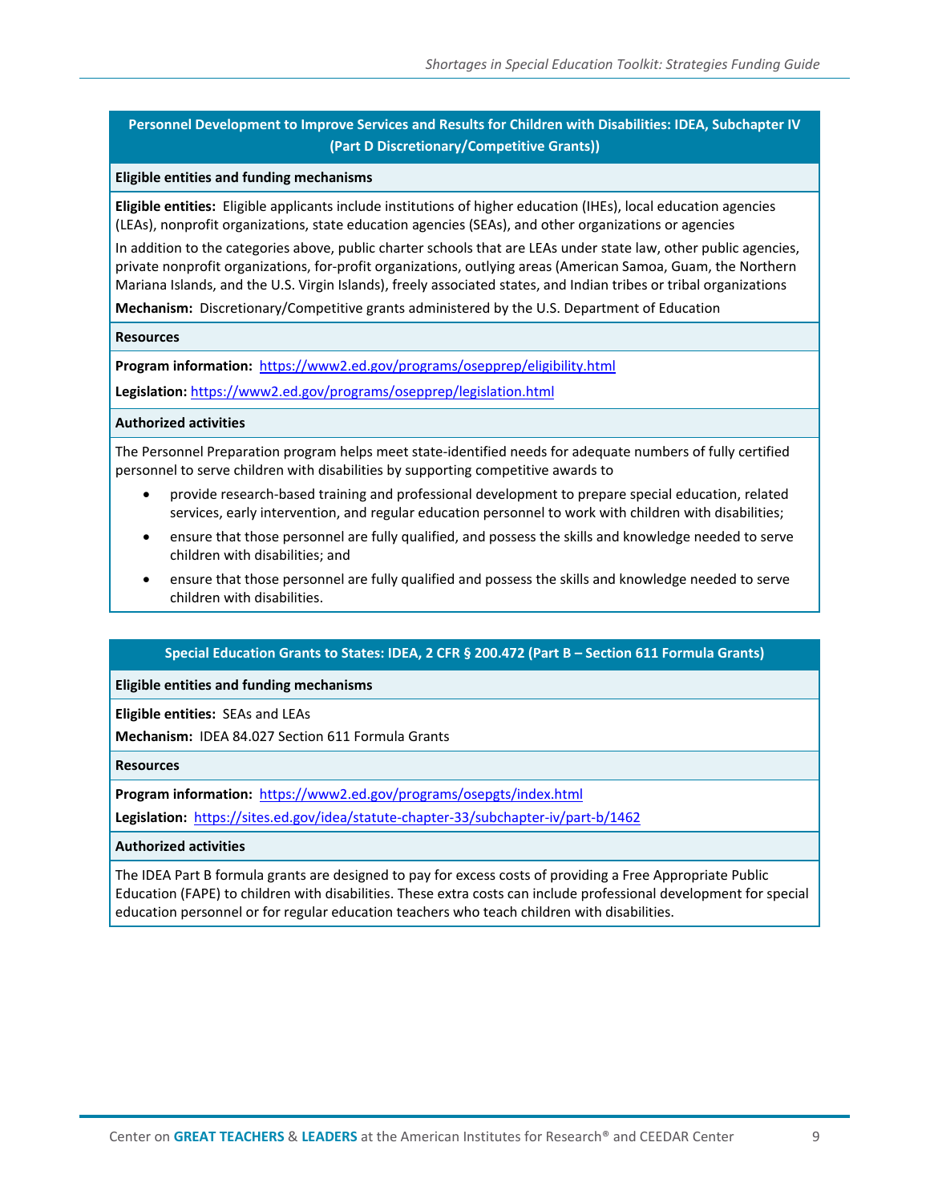### Personnel Development to Improve Services and Results for Children with Disabilities: IDEA, Subchapter IV (Part D Discretionary/Competitive Grants))

**Eligible entities and funding mechanisms**

**Eligible entities:** Eligible applicants include institutions of higher education (IHEs), local education agencies (LEAs), nonprofit organizations, state education agencies (SEAs), and other organizations or agencies

In addition to the categories above, public charter schools that are LEAs under state law, other public agencies, private nonprofit organizations, for-profit organizations, outlying areas (American Samoa, Guam, the Northern Mariana Islands, and the U.S. Virgin Islands), freely associated states, and Indian tribes or tribal organizations

**Mechanism:** Discretionary/Competitive grants administered by the U.S. Department of Education

**Resources**

**Program information:** https://www2.ed.gov/programs/osepprep/eligibility.html

**Legislation:** https://www2.ed.gov/programs/osepprep/legislation.html

**Authorized activities**

The Personnel Preparation program helps meet state-identified needs for adequate numbers of fully certified personnel to serve children with disabilities by supporting competitive awards to

- provide research-based training and professional development to prepare special education, related services, early intervention, and regular education personnel to work with children with disabilities;
- ensure that those personnel are fully qualified, and possess the skills and knowledge needed to serve children with disabilities; and
- ensure that those personnel are fully qualified and possess the skills and knowledge needed to serve children with disabilities.

### Special Education Grants to States: IDEA, 2 CFR § 200.472 (Part B – Section 611 Formula Grants)

**Eligible entities and funding mechanisms**

**Eligible entities:** SEAs and LEAs

**Mechanism:** IDEA 84.027 Section 611 Formula Grants

**Resources**

**Program information:** https://www2.ed.gov/programs/osepgts/index.html

**Legislation:** https://sites.ed.gov/idea/statute-chapter-33/subchapter-iv/part-b/1462

**Authorized activities**

The IDEA Part B formula grants are designed to pay for excess costs of providing a Free Appropriate Public Education (FAPE) to children with disabilities. These extra costs can include professional development for special education personnel or for regular education teachers who teach children with disabilities.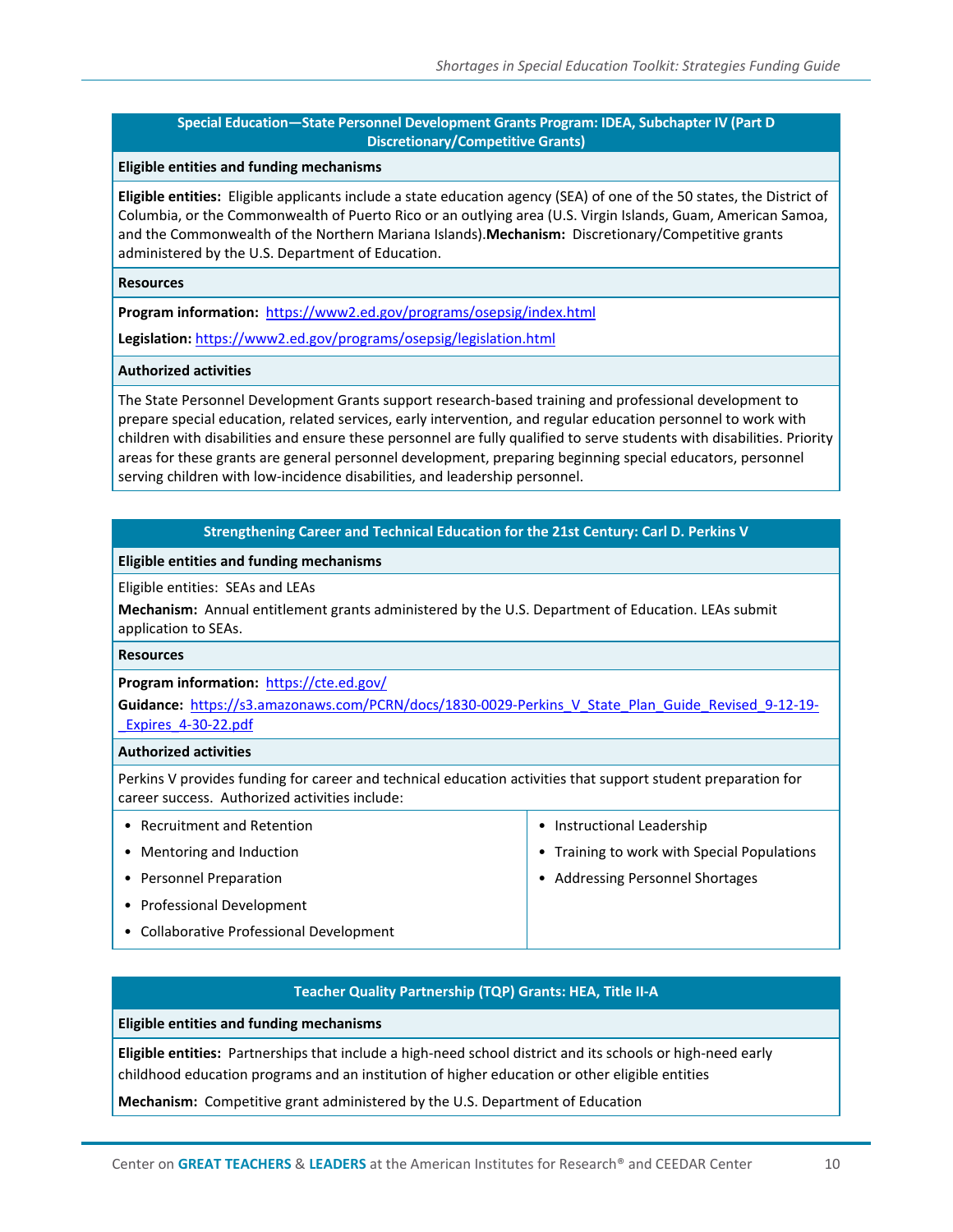### Special Education—State Personnel Development Grants Program: IDEA, Subchapter IV (Part D Discretionary/Competitive Grants)

**Eligible entities and funding mechanisms**

**Eligible entities:** Eligible applicants include a state education agency (SEA) of one of the 50 states, the District of Columbia, or the Commonwealth of Puerto Rico or an outlying area (U.S. Virgin Islands, Guam, American Samoa, and the Commonwealth of the Northern Mariana Islands).**Mechanism:** Discretionary/Competitive grants administered by the U.S. Department of Education.

**Resources**

**Program information:** https://www2.ed.gov/programs/osepsig/index.html

**Legislation:** https://www2.ed.gov/programs/osepsig/legislation.html

**Authorized activities**

The State Personnel Development Grants support research-based training and professional development to prepare special education, related services, early intervention, and regular education personnel to work with children with disabilities and ensure these personnel are fully qualified to serve students with disabilities. Priority areas for these grants are general personnel development, preparing beginning special educators, personnel serving children with low-incidence disabilities, and leadership personnel.

### Strengthening Career and Technical Education for the 21st Century: Carl D. Perkins V

**Eligible entities and funding mechanisms**

Eligible entities: SEAs and LEAs

**Mechanism:** Annual entitlement grants administered by the U.S. Department of Education. LEAs submit application to SEAs.

**Resources**

**Program information:** https://cte.ed.gov/

**Guidance:** https://s3.amazonaws.com/PCRN/docs/1830-0029-Perkins_V_State_Plan_Guide_Revised_9-12-19-_Expires_4-30-22.pdf

**Authorized activities**

Perkins V provides funding for career and technical education activities that support student preparation for career success. Authorized activities include:

- Recruitment and Retention
- Mentoring and Induction
- Personnel Preparation
- Professional Development
- Collaborative Professional Development
- Instructional Leadership
- Training to work with Special Populations
- Addressing Personnel Shortages

### Teacher Quality Partnership (TQP) Grants: HEA, Title II-A

**Eligible entities and funding mechanisms**

**Eligible entities:** Partnerships that include a high-need school district and its schools or high-need early childhood education programs and an institution of higher education or other eligible entities

**Mechanism:** Competitive grant administered by the U.S. Department of Education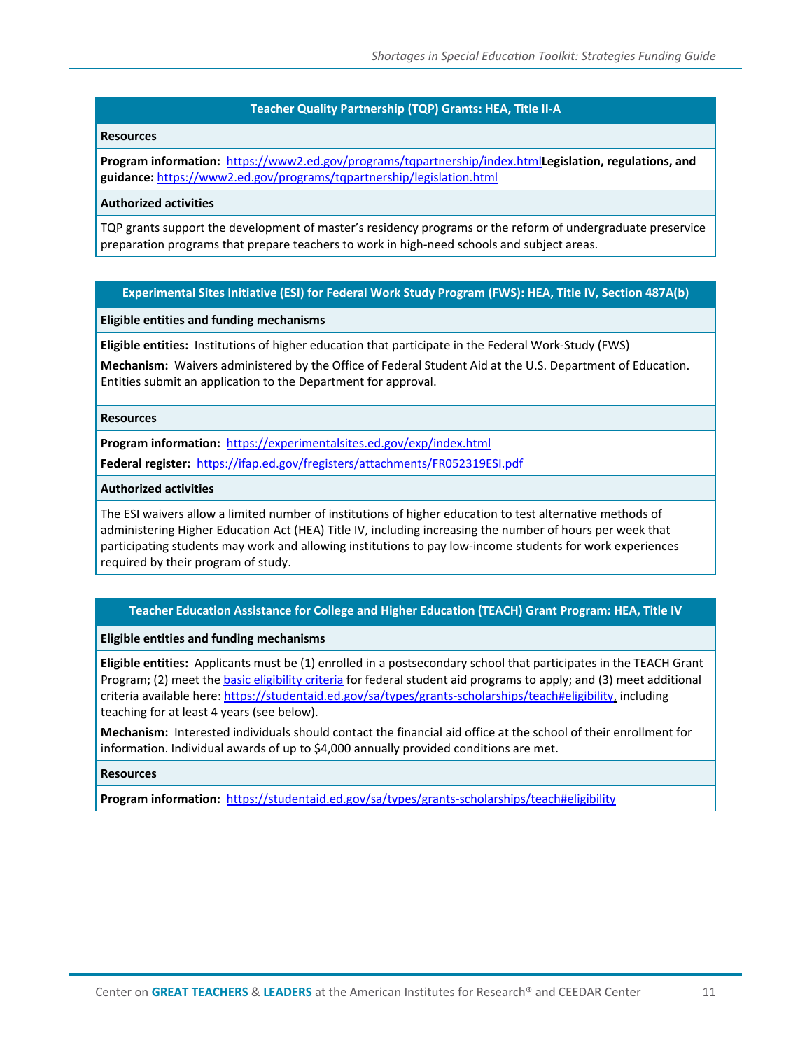### Teacher Quality Partnership (TQP) Grants: HEA, Title II-A

**Resources**

**Program information:** https://www2.ed.gov/programs/tqpartnership/index.html**Legislation, regulations, and guidance:** https://www2.ed.gov/programs/tqpartnership/legislation.html

**Authorized activities**

TQP grants support the development of master's residency programs or the reform of undergraduate preservice preparation programs that prepare teachers to work in high-need schools and subject areas.

### Experimental Sites Initiative (ESI) for Federal Work Study Program (FWS): HEA, Title IV, Section 487A(b)

**Eligible entities and funding mechanisms**

**Eligible entities:** Institutions of higher education that participate in the Federal Work-Study (FWS)

**Mechanism:** Waivers administered by the Office of Federal Student Aid at the U.S. Department of Education. Entities submit an application to the Department for approval.

**Resources**

**Program information:** https://experimentalsites.ed.gov/exp/index.html

**Federal register:** https://ifap.ed.gov/fregisters/attachments/FR052319ESI.pdf

**Authorized activities**

The ESI waivers allow a limited number of institutions of higher education to test alternative methods of administering Higher Education Act (HEA) Title IV, including increasing the number of hours per week that participating students may work and allowing institutions to pay low-income students for work experiences required by their program of study.

### Teacher Education Assistance for College and Higher Education (TEACH) Grant Program: HEA, Title IV

**Eligible entities and funding mechanisms**

**Eligible entities:** Applicants must be (1) enrolled in a postsecondary school that participates in the TEACH Grant Program; (2) meet the basic eligibility criteria for federal student aid programs to apply; and (3) meet additional criteria available here: https://studentaid.ed.gov/sa/types/grants-scholarships/teach#eligibility, including teaching for at least 4 years (see below).

**Mechanism:** Interested individuals should contact the financial aid office at the school of their enrollment for information. Individual awards of up to $4,000 annually provided conditions are met.

**Resources**

**Program information:** https://studentaid.ed.gov/sa/types/grants-scholarships/teach#eligibility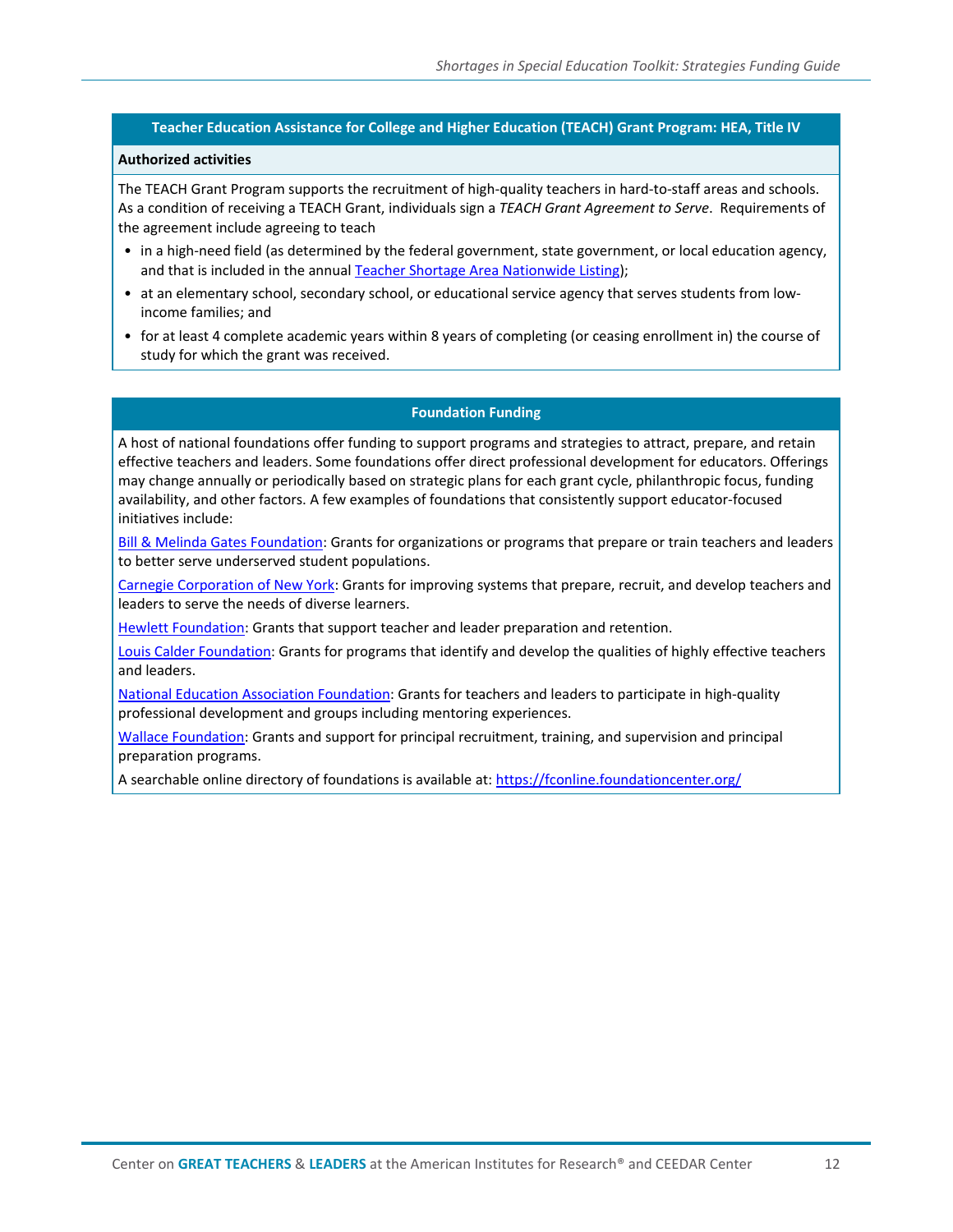## Teacher Education Assistance for College and Higher Education (TEACH) Grant Program: HEA, Title IV

**Authorized activities**

The TEACH Grant Program supports the recruitment of high-quality teachers in hard-to-staff areas and schools. As a condition of receiving a TEACH Grant, individuals sign a *TEACH Grant Agreement to Serve*. Requirements of the agreement include agreeing to teach

- in a high-need field (as determined by the federal government, state government, or local education agency, and that is included in the annual Teacher Shortage Area Nationwide Listing);
- at an elementary school, secondary school, or educational service agency that serves students from low-income families; and
- for at least 4 complete academic years within 8 years of completing (or ceasing enrollment in) the course of study for which the grant was received.

## Foundation Funding

A host of national foundations offer funding to support programs and strategies to attract, prepare, and retain effective teachers and leaders. Some foundations offer direct professional development for educators. Offerings may change annually or periodically based on strategic plans for each grant cycle, philanthropic focus, funding availability, and other factors. A few examples of foundations that consistently support educator-focused initiatives include:

Bill & Melinda Gates Foundation: Grants for organizations or programs that prepare or train teachers and leaders to better serve underserved student populations.

Carnegie Corporation of New York: Grants for improving systems that prepare, recruit, and develop teachers and leaders to serve the needs of diverse learners.

Hewlett Foundation: Grants that support teacher and leader preparation and retention.

Louis Calder Foundation: Grants for programs that identify and develop the qualities of highly effective teachers and leaders.

National Education Association Foundation: Grants for teachers and leaders to participate in high-quality professional development and groups including mentoring experiences.

Wallace Foundation: Grants and support for principal recruitment, training, and supervision and principal preparation programs.

A searchable online directory of foundations is available at: https://fconline.foundationcenter.org/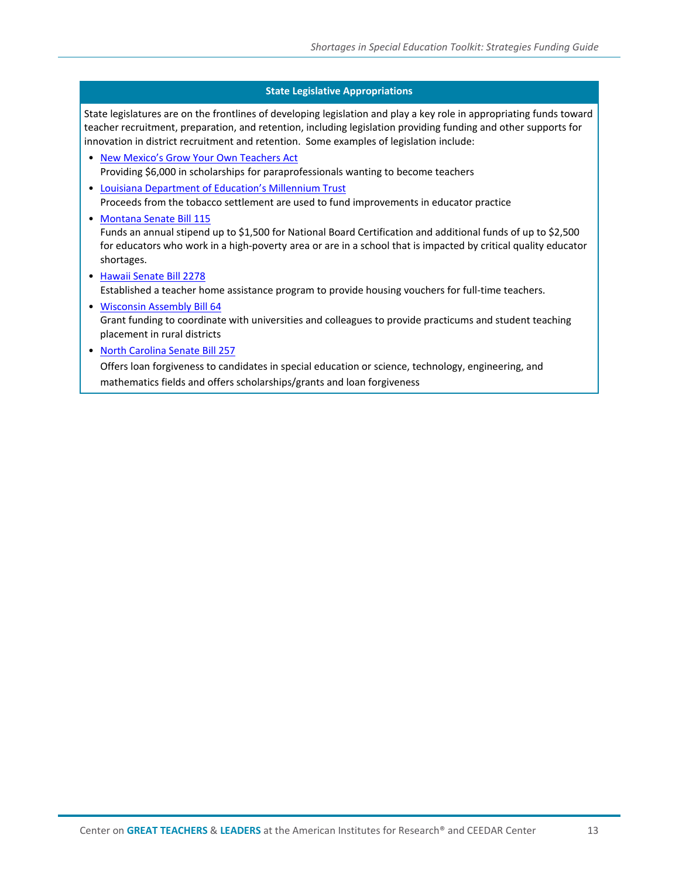## State Legislative Appropriations

State legislatures are on the frontlines of developing legislation and play a key role in appropriating funds toward teacher recruitment, preparation, and retention, including legislation providing funding and other supports for innovation in district recruitment and retention. Some examples of legislation include:

- New Mexico's Grow Your Own Teachers Act
  Providing $6,000 in scholarships for paraprofessionals wanting to become teachers
- Louisiana Department of Education's Millennium Trust
  Proceeds from the tobacco settlement are used to fund improvements in educator practice
- Montana Senate Bill 115
  Funds an annual stipend up to $1,500 for National Board Certification and additional funds of up to $2,500 for educators who work in a high-poverty area or are in a school that is impacted by critical quality educator shortages.
- Hawaii Senate Bill 2278
  Established a teacher home assistance program to provide housing vouchers for full-time teachers.
- Wisconsin Assembly Bill 64
  Grant funding to coordinate with universities and colleagues to provide practicums and student teaching placement in rural districts
- North Carolina Senate Bill 257
  Offers loan forgiveness to candidates in special education or science, technology, engineering, and mathematics fields and offers scholarships/grants and loan forgiveness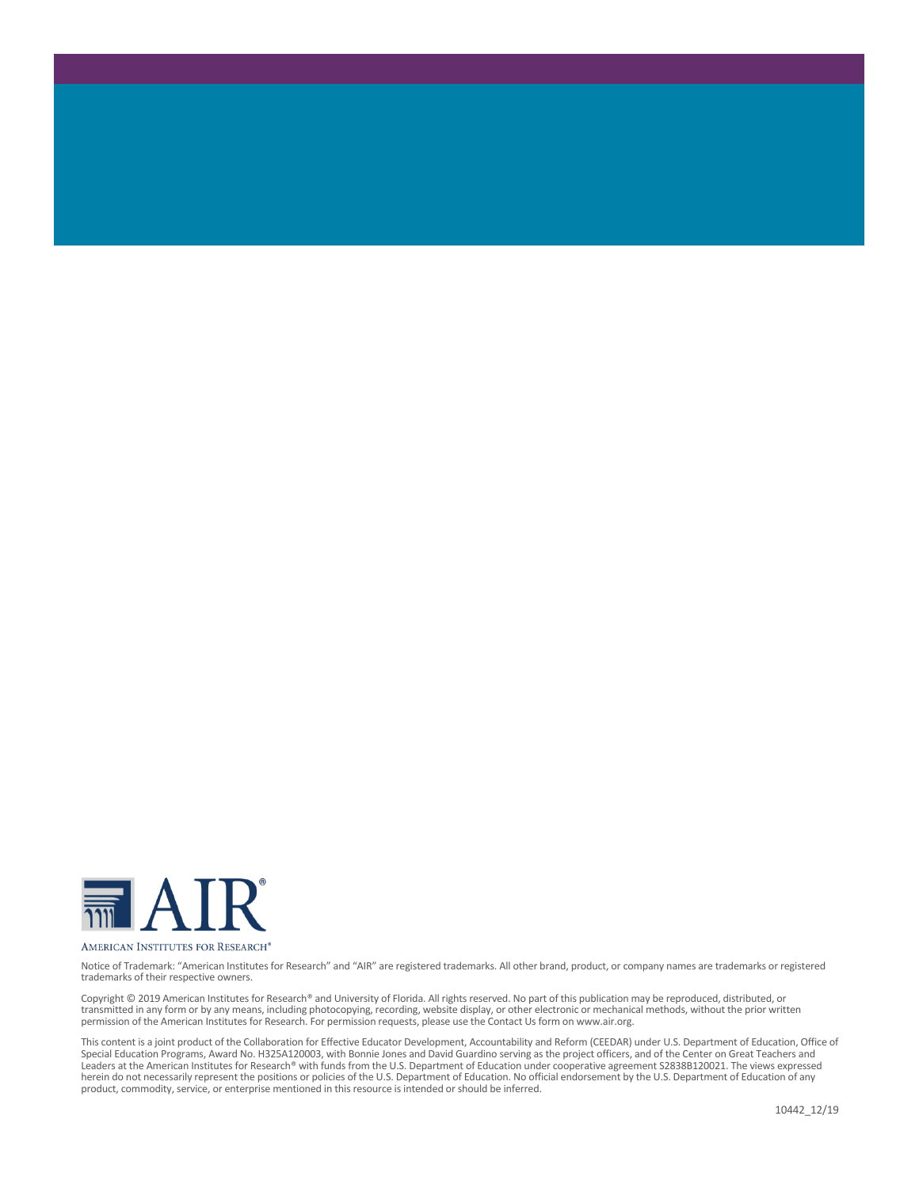AMERICAN INSTITUTES FOR RESEARCH®

Notice of Trademark: "American Institutes for Research" and "AIR" are registered trademarks. All other brand, product, or company names are trademarks or registered trademarks of their respective owners.

Copyright © 2019 American Institutes for Research® and University of Florida. All rights reserved. No part of this publication may be reproduced, distributed, or transmitted in any form or by any means, including photocopying, recording, website display, or other electronic or mechanical methods, without the prior written permission of the American Institutes for Research. For permission requests, please use the Contact Us form on www.air.org.

This content is a joint product of the Collaboration for Effective Educator Development, Accountability and Reform (CEEDAR) under U.S. Department of Education, Office of Special Education Programs, Award No. H325A120003, with Bonnie Jones and David Guardino serving as the project officers, and of the Center on Great Teachers and Leaders at the American Institutes for Research® with funds from the U.S. Department of Education under cooperative agreement S283B120021. The views expressed herein do not necessarily represent the positions or policies of the U.S. Department of Education. No official endorsement by the U.S. Department of Education of any product, commodity, service, or enterprise mentioned in this resource is intended or should be inferred.

10442_12/19